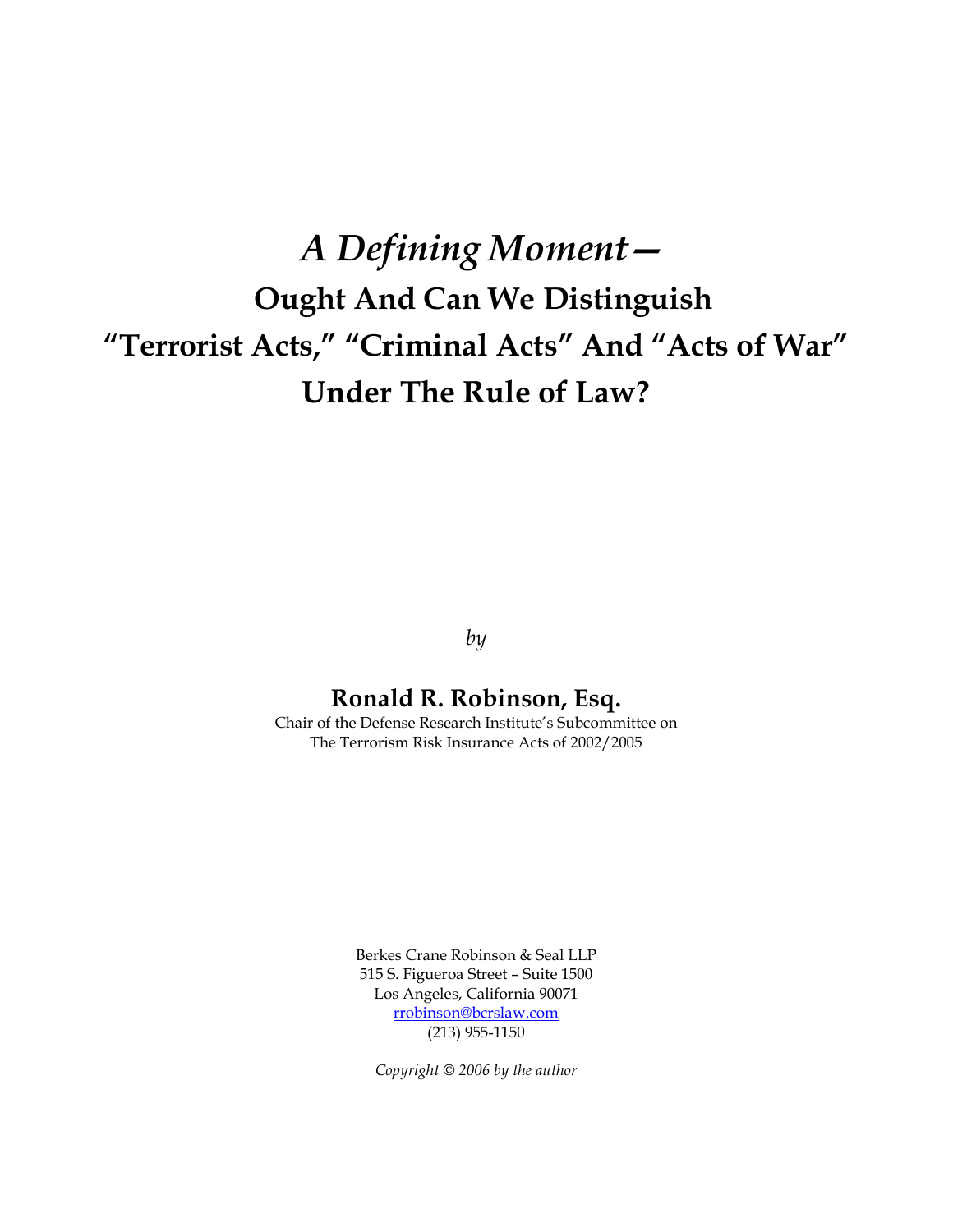# *A Defining Moment—*
# Ought And Can We Distinguish "Terrorist Acts," "Criminal Acts" And "Acts of War" Under The Rule of Law?

*by*

**Ronald R. Robinson, Esq.**

Chair of the Defense Research Institute's Subcommittee on
The Terrorism Risk Insurance Acts of 2002/2005

Berkes Crane Robinson & Seal LLP
515 S. Figueroa Street – Suite 1500
Los Angeles, California 90071
rrobinson@bcrslaw.com
(213) 955-1150

*Copyright © 2006 by the author*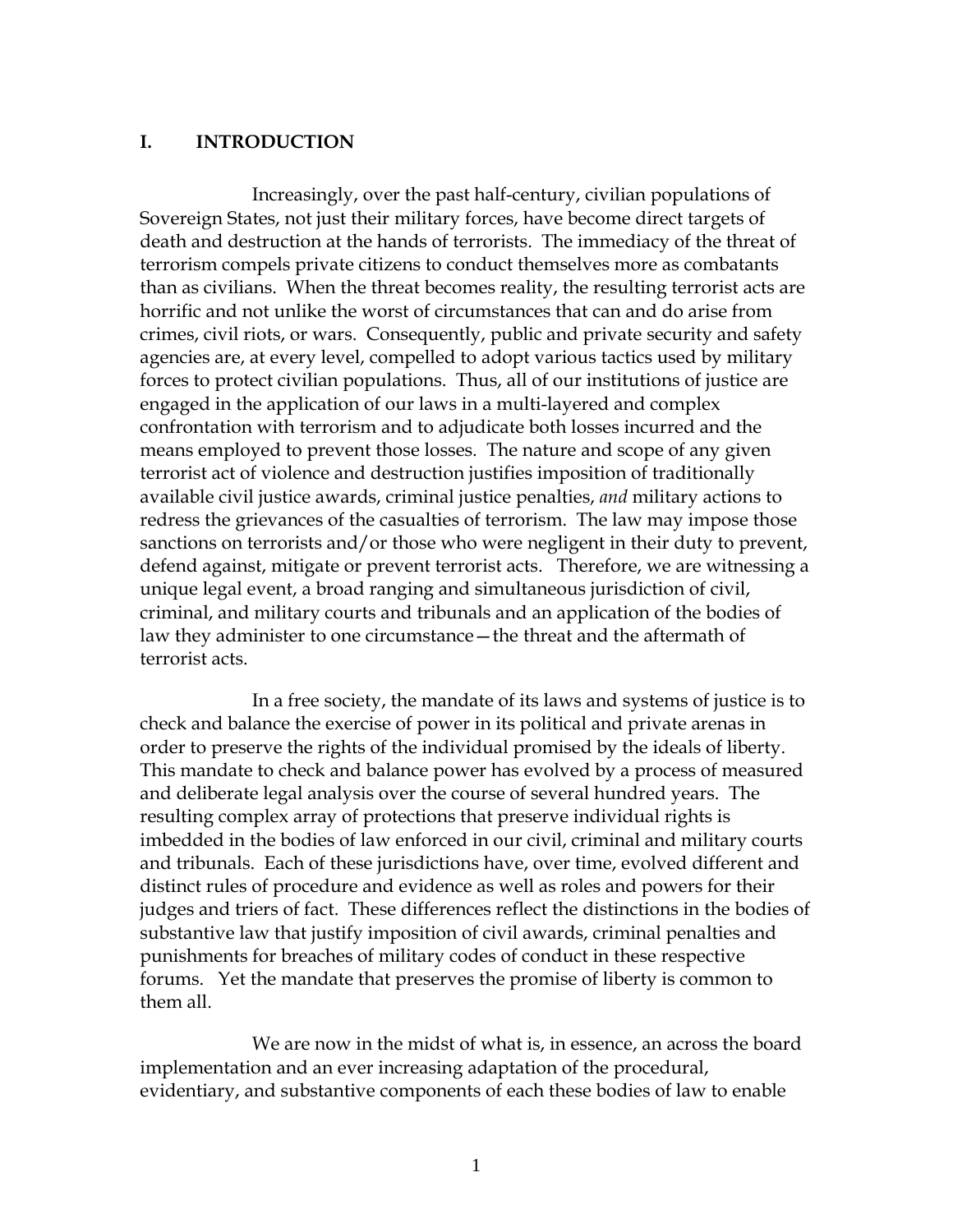## I. INTRODUCTION

Increasingly, over the past half-century, civilian populations of Sovereign States, not just their military forces, have become direct targets of death and destruction at the hands of terrorists. The immediacy of the threat of terrorism compels private citizens to conduct themselves more as combatants than as civilians. When the threat becomes reality, the resulting terrorist acts are horrific and not unlike the worst of circumstances that can and do arise from crimes, civil riots, or wars. Consequently, public and private security and safety agencies are, at every level, compelled to adopt various tactics used by military forces to protect civilian populations. Thus, all of our institutions of justice are engaged in the application of our laws in a multi-layered and complex confrontation with terrorism and to adjudicate both losses incurred and the means employed to prevent those losses. The nature and scope of any given terrorist act of violence and destruction justifies imposition of traditionally available civil justice awards, criminal justice penalties, *and* military actions to redress the grievances of the casualties of terrorism. The law may impose those sanctions on terrorists and/or those who were negligent in their duty to prevent, defend against, mitigate or prevent terrorist acts. Therefore, we are witnessing a unique legal event, a broad ranging and simultaneous jurisdiction of civil, criminal, and military courts and tribunals and an application of the bodies of law they administer to one circumstance—the threat and the aftermath of terrorist acts.

In a free society, the mandate of its laws and systems of justice is to check and balance the exercise of power in its political and private arenas in order to preserve the rights of the individual promised by the ideals of liberty. This mandate to check and balance power has evolved by a process of measured and deliberate legal analysis over the course of several hundred years. The resulting complex array of protections that preserve individual rights is imbedded in the bodies of law enforced in our civil, criminal and military courts and tribunals. Each of these jurisdictions have, over time, evolved different and distinct rules of procedure and evidence as well as roles and powers for their judges and triers of fact. These differences reflect the distinctions in the bodies of substantive law that justify imposition of civil awards, criminal penalties and punishments for breaches of military codes of conduct in these respective forums. Yet the mandate that preserves the promise of liberty is common to them all.

We are now in the midst of what is, in essence, an across the board implementation and an ever increasing adaptation of the procedural, evidentiary, and substantive components of each these bodies of law to enable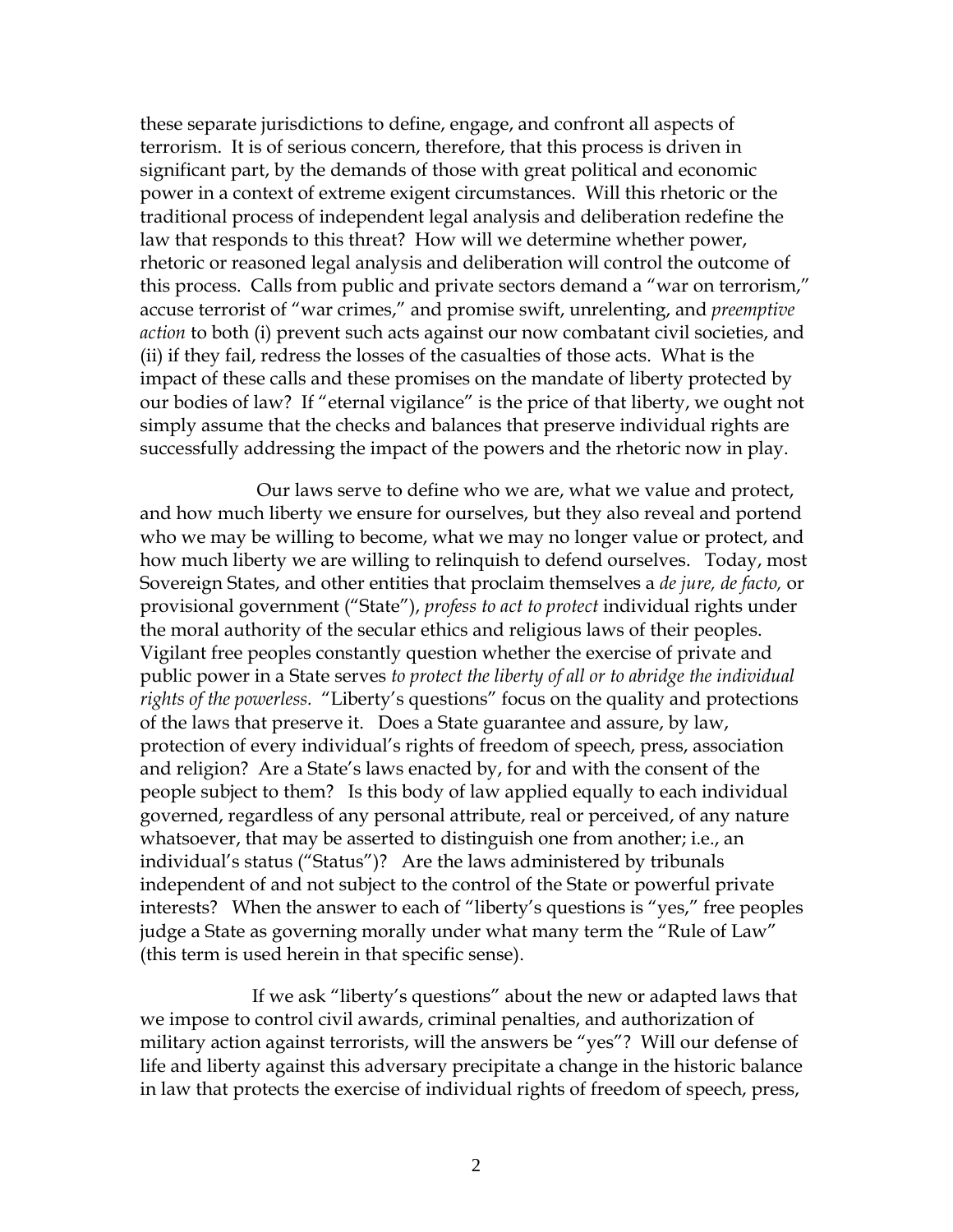these separate jurisdictions to define, engage, and confront all aspects of terrorism. It is of serious concern, therefore, that this process is driven in significant part, by the demands of those with great political and economic power in a context of extreme exigent circumstances. Will this rhetoric or the traditional process of independent legal analysis and deliberation redefine the law that responds to this threat? How will we determine whether power, rhetoric or reasoned legal analysis and deliberation will control the outcome of this process. Calls from public and private sectors demand a "war on terrorism," accuse terrorist of "war crimes," and promise swift, unrelenting, and *preemptive action* to both (i) prevent such acts against our now combatant civil societies, and (ii) if they fail, redress the losses of the casualties of those acts. What is the impact of these calls and these promises on the mandate of liberty protected by our bodies of law? If "eternal vigilance" is the price of that liberty, we ought not simply assume that the checks and balances that preserve individual rights are successfully addressing the impact of the powers and the rhetoric now in play.

Our laws serve to define who we are, what we value and protect, and how much liberty we ensure for ourselves, but they also reveal and portend who we may be willing to become, what we may no longer value or protect, and how much liberty we are willing to relinquish to defend ourselves. Today, most Sovereign States, and other entities that proclaim themselves a *de jure, de facto,* or provisional government ("State"), *profess to act to protect* individual rights under the moral authority of the secular ethics and religious laws of their peoples. Vigilant free peoples constantly question whether the exercise of private and public power in a State serves *to protect the liberty of all or to abridge the individual rights of the powerless*. "Liberty's questions" focus on the quality and protections of the laws that preserve it. Does a State guarantee and assure, by law, protection of every individual's rights of freedom of speech, press, association and religion? Are a State's laws enacted by, for and with the consent of the people subject to them? Is this body of law applied equally to each individual governed, regardless of any personal attribute, real or perceived, of any nature whatsoever, that may be asserted to distinguish one from another; i.e., an individual's status ("Status")? Are the laws administered by tribunals independent of and not subject to the control of the State or powerful private interests? When the answer to each of "liberty's questions is "yes," free peoples judge a State as governing morally under what many term the "Rule of Law" (this term is used herein in that specific sense).

If we ask "liberty's questions" about the new or adapted laws that we impose to control civil awards, criminal penalties, and authorization of military action against terrorists, will the answers be "yes"? Will our defense of life and liberty against this adversary precipitate a change in the historic balance in law that protects the exercise of individual rights of freedom of speech, press,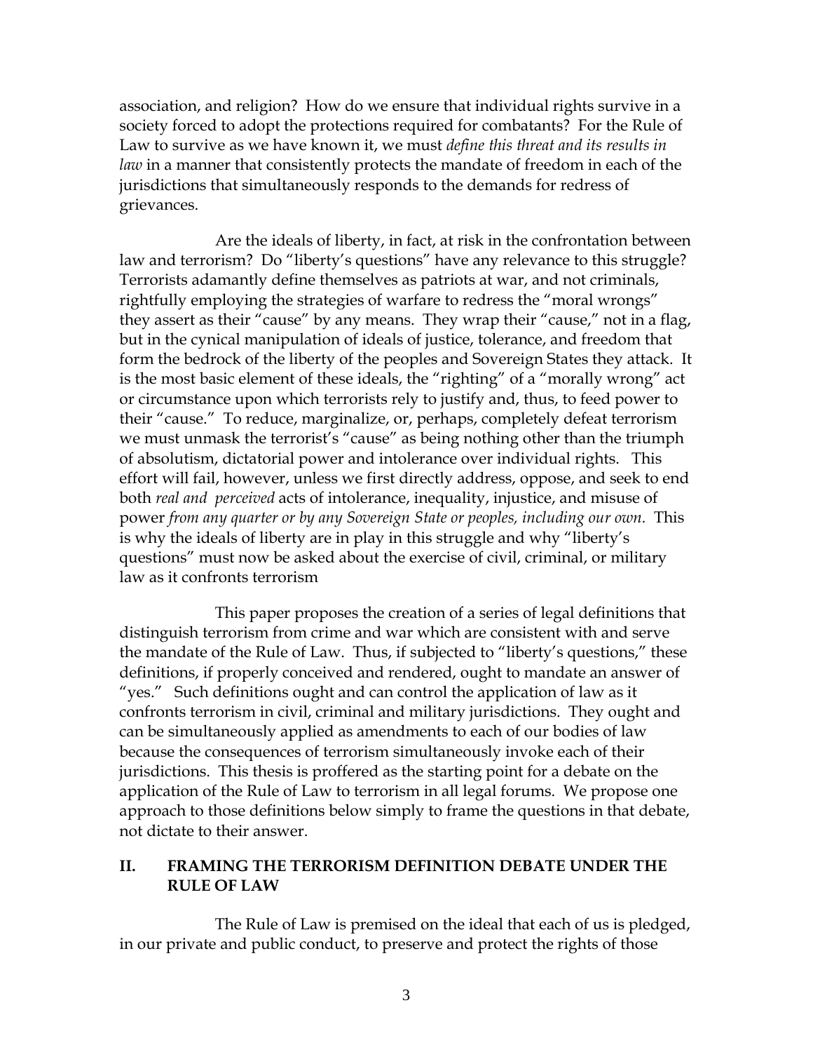association, and religion? How do we ensure that individual rights survive in a society forced to adopt the protections required for combatants? For the Rule of Law to survive as we have known it, we must *define this threat and its results in law* in a manner that consistently protects the mandate of freedom in each of the jurisdictions that simultaneously responds to the demands for redress of grievances.

Are the ideals of liberty, in fact, at risk in the confrontation between law and terrorism? Do "liberty's questions" have any relevance to this struggle? Terrorists adamantly define themselves as patriots at war, and not criminals, rightfully employing the strategies of warfare to redress the "moral wrongs" they assert as their "cause" by any means. They wrap their "cause," not in a flag, but in the cynical manipulation of ideals of justice, tolerance, and freedom that form the bedrock of the liberty of the peoples and Sovereign States they attack. It is the most basic element of these ideals, the "righting" of a "morally wrong" act or circumstance upon which terrorists rely to justify and, thus, to feed power to their "cause." To reduce, marginalize, or, perhaps, completely defeat terrorism we must unmask the terrorist's "cause" as being nothing other than the triumph of absolutism, dictatorial power and intolerance over individual rights. This effort will fail, however, unless we first directly address, oppose, and seek to end both *real and perceived* acts of intolerance, inequality, injustice, and misuse of power *from any quarter or by any Sovereign State or peoples, including our own.* This is why the ideals of liberty are in play in this struggle and why "liberty's questions" must now be asked about the exercise of civil, criminal, or military law as it confronts terrorism

This paper proposes the creation of a series of legal definitions that distinguish terrorism from crime and war which are consistent with and serve the mandate of the Rule of Law. Thus, if subjected to "liberty's questions," these definitions, if properly conceived and rendered, ought to mandate an answer of "yes." Such definitions ought and can control the application of law as it confronts terrorism in civil, criminal and military jurisdictions. They ought and can be simultaneously applied as amendments to each of our bodies of law because the consequences of terrorism simultaneously invoke each of their jurisdictions. This thesis is proffered as the starting point for a debate on the application of the Rule of Law to terrorism in all legal forums. We propose one approach to those definitions below simply to frame the questions in that debate, not dictate to their answer.

## II. FRAMING THE TERRORISM DEFINITION DEBATE UNDER THE RULE OF LAW

The Rule of Law is premised on the ideal that each of us is pledged, in our private and public conduct, to preserve and protect the rights of those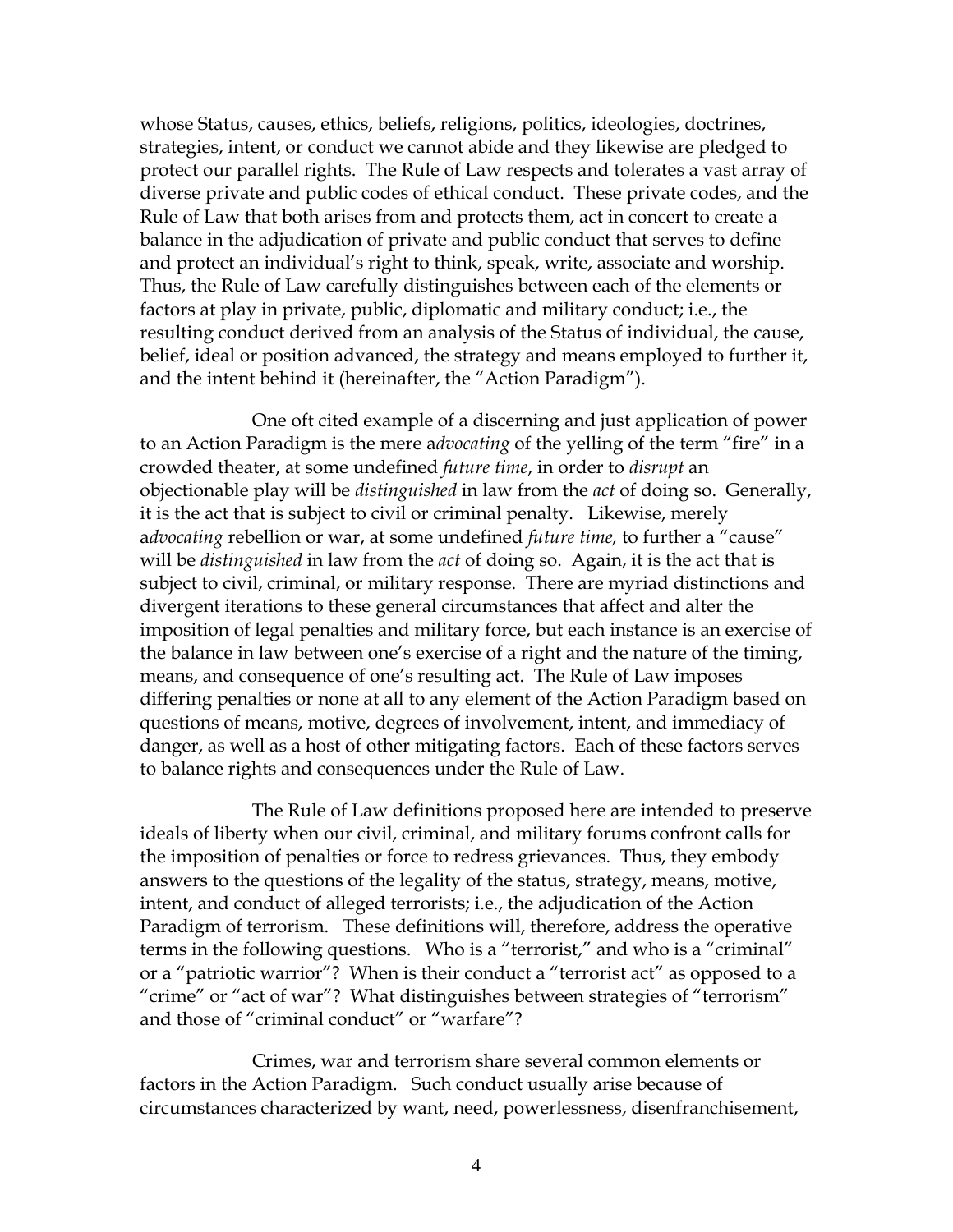whose Status, causes, ethics, beliefs, religions, politics, ideologies, doctrines, strategies, intent, or conduct we cannot abide and they likewise are pledged to protect our parallel rights. The Rule of Law respects and tolerates a vast array of diverse private and public codes of ethical conduct. These private codes, and the Rule of Law that both arises from and protects them, act in concert to create a balance in the adjudication of private and public conduct that serves to define and protect an individual's right to think, speak, write, associate and worship. Thus, the Rule of Law carefully distinguishes between each of the elements or factors at play in private, public, diplomatic and military conduct; i.e., the resulting conduct derived from an analysis of the Status of individual, the cause, belief, ideal or position advanced, the strategy and means employed to further it, and the intent behind it (hereinafter, the "Action Paradigm").

One oft cited example of a discerning and just application of power to an Action Paradigm is the mere a*dvocating* of the yelling of the term "fire" in a crowded theater, at some undefined *future time*, in order to *disrupt* an objectionable play will be *distinguished* in law from the *act* of doing so. Generally, it is the act that is subject to civil or criminal penalty. Likewise, merely a*dvocating* rebellion or war, at some undefined *future time,* to further a "cause" will be *distinguished* in law from the *act* of doing so. Again, it is the act that is subject to civil, criminal, or military response. There are myriad distinctions and divergent iterations to these general circumstances that affect and alter the imposition of legal penalties and military force, but each instance is an exercise of the balance in law between one's exercise of a right and the nature of the timing, means, and consequence of one's resulting act. The Rule of Law imposes differing penalties or none at all to any element of the Action Paradigm based on questions of means, motive, degrees of involvement, intent, and immediacy of danger, as well as a host of other mitigating factors. Each of these factors serves to balance rights and consequences under the Rule of Law.

The Rule of Law definitions proposed here are intended to preserve ideals of liberty when our civil, criminal, and military forums confront calls for the imposition of penalties or force to redress grievances. Thus, they embody answers to the questions of the legality of the status, strategy, means, motive, intent, and conduct of alleged terrorists; i.e., the adjudication of the Action Paradigm of terrorism. These definitions will, therefore, address the operative terms in the following questions. Who is a "terrorist," and who is a "criminal" or a "patriotic warrior"? When is their conduct a "terrorist act" as opposed to a "crime" or "act of war"? What distinguishes between strategies of "terrorism" and those of "criminal conduct" or "warfare"?

Crimes, war and terrorism share several common elements or factors in the Action Paradigm. Such conduct usually arise because of circumstances characterized by want, need, powerlessness, disenfranchisement,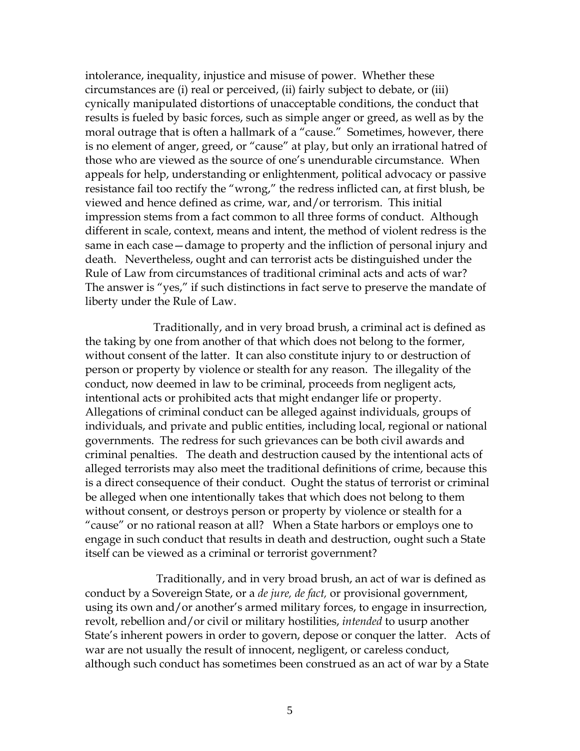intolerance, inequality, injustice and misuse of power. Whether these circumstances are (i) real or perceived, (ii) fairly subject to debate, or (iii) cynically manipulated distortions of unacceptable conditions, the conduct that results is fueled by basic forces, such as simple anger or greed, as well as by the moral outrage that is often a hallmark of a "cause." Sometimes, however, there is no element of anger, greed, or "cause" at play, but only an irrational hatred of those who are viewed as the source of one's unendurable circumstance. When appeals for help, understanding or enlightenment, political advocacy or passive resistance fail too rectify the "wrong," the redress inflicted can, at first blush, be viewed and hence defined as crime, war, and/or terrorism. This initial impression stems from a fact common to all three forms of conduct. Although different in scale, context, means and intent, the method of violent redress is the same in each case—damage to property and the infliction of personal injury and death. Nevertheless, ought and can terrorist acts be distinguished under the Rule of Law from circumstances of traditional criminal acts and acts of war? The answer is "yes," if such distinctions in fact serve to preserve the mandate of liberty under the Rule of Law.

Traditionally, and in very broad brush, a criminal act is defined as the taking by one from another of that which does not belong to the former, without consent of the latter. It can also constitute injury to or destruction of person or property by violence or stealth for any reason. The illegality of the conduct, now deemed in law to be criminal, proceeds from negligent acts, intentional acts or prohibited acts that might endanger life or property. Allegations of criminal conduct can be alleged against individuals, groups of individuals, and private and public entities, including local, regional or national governments. The redress for such grievances can be both civil awards and criminal penalties. The death and destruction caused by the intentional acts of alleged terrorists may also meet the traditional definitions of crime, because this is a direct consequence of their conduct. Ought the status of terrorist or criminal be alleged when one intentionally takes that which does not belong to them without consent, or destroys person or property by violence or stealth for a "cause" or no rational reason at all? When a State harbors or employs one to engage in such conduct that results in death and destruction, ought such a State itself can be viewed as a criminal or terrorist government?

Traditionally, and in very broad brush, an act of war is defined as conduct by a Sovereign State, or a *de jure, de fact,* or provisional government, using its own and/or another's armed military forces, to engage in insurrection, revolt, rebellion and/or civil or military hostilities, *intended* to usurp another State's inherent powers in order to govern, depose or conquer the latter. Acts of war are not usually the result of innocent, negligent, or careless conduct, although such conduct has sometimes been construed as an act of war by a State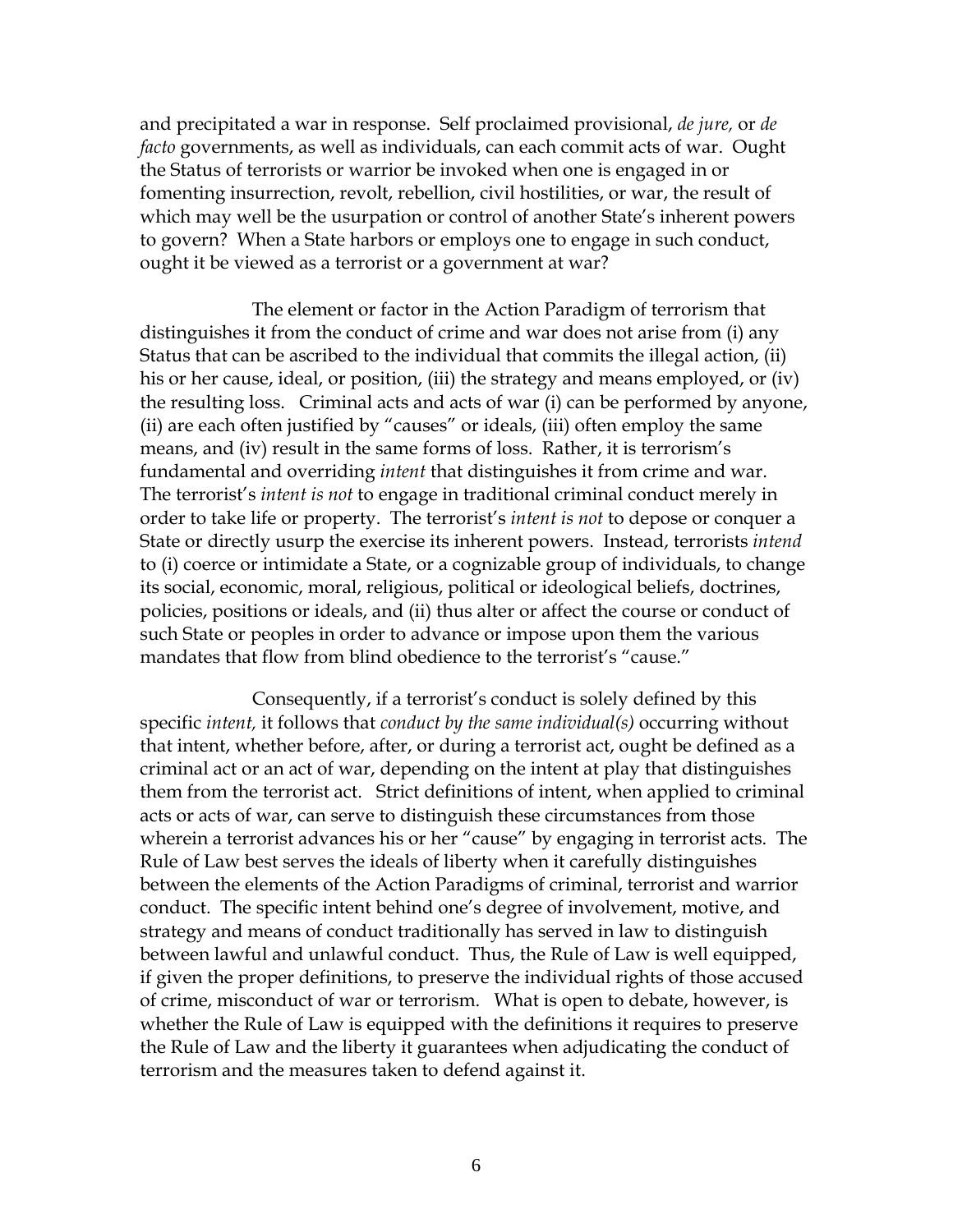and precipitated a war in response. Self proclaimed provisional, *de jure,* or *de facto* governments, as well as individuals, can each commit acts of war. Ought the Status of terrorists or warrior be invoked when one is engaged in or fomenting insurrection, revolt, rebellion, civil hostilities, or war, the result of which may well be the usurpation or control of another State's inherent powers to govern? When a State harbors or employs one to engage in such conduct, ought it be viewed as a terrorist or a government at war?

The element or factor in the Action Paradigm of terrorism that distinguishes it from the conduct of crime and war does not arise from (i) any Status that can be ascribed to the individual that commits the illegal action, (ii) his or her cause, ideal, or position, (iii) the strategy and means employed, or (iv) the resulting loss. Criminal acts and acts of war (i) can be performed by anyone, (ii) are each often justified by "causes" or ideals, (iii) often employ the same means, and (iv) result in the same forms of loss. Rather, it is terrorism's fundamental and overriding *intent* that distinguishes it from crime and war. The terrorist's *intent is not* to engage in traditional criminal conduct merely in order to take life or property. The terrorist's *intent is not* to depose or conquer a State or directly usurp the exercise its inherent powers. Instead, terrorists *intend* to (i) coerce or intimidate a State, or a cognizable group of individuals, to change its social, economic, moral, religious, political or ideological beliefs, doctrines, policies, positions or ideals, and (ii) thus alter or affect the course or conduct of such State or peoples in order to advance or impose upon them the various mandates that flow from blind obedience to the terrorist's "cause."

Consequently, if a terrorist's conduct is solely defined by this specific *intent,* it follows that *conduct by the same individual(s)* occurring without that intent, whether before, after, or during a terrorist act, ought be defined as a criminal act or an act of war, depending on the intent at play that distinguishes them from the terrorist act. Strict definitions of intent, when applied to criminal acts or acts of war, can serve to distinguish these circumstances from those wherein a terrorist advances his or her "cause" by engaging in terrorist acts. The Rule of Law best serves the ideals of liberty when it carefully distinguishes between the elements of the Action Paradigms of criminal, terrorist and warrior conduct. The specific intent behind one's degree of involvement, motive, and strategy and means of conduct traditionally has served in law to distinguish between lawful and unlawful conduct. Thus, the Rule of Law is well equipped, if given the proper definitions, to preserve the individual rights of those accused of crime, misconduct of war or terrorism. What is open to debate, however, is whether the Rule of Law is equipped with the definitions it requires to preserve the Rule of Law and the liberty it guarantees when adjudicating the conduct of terrorism and the measures taken to defend against it.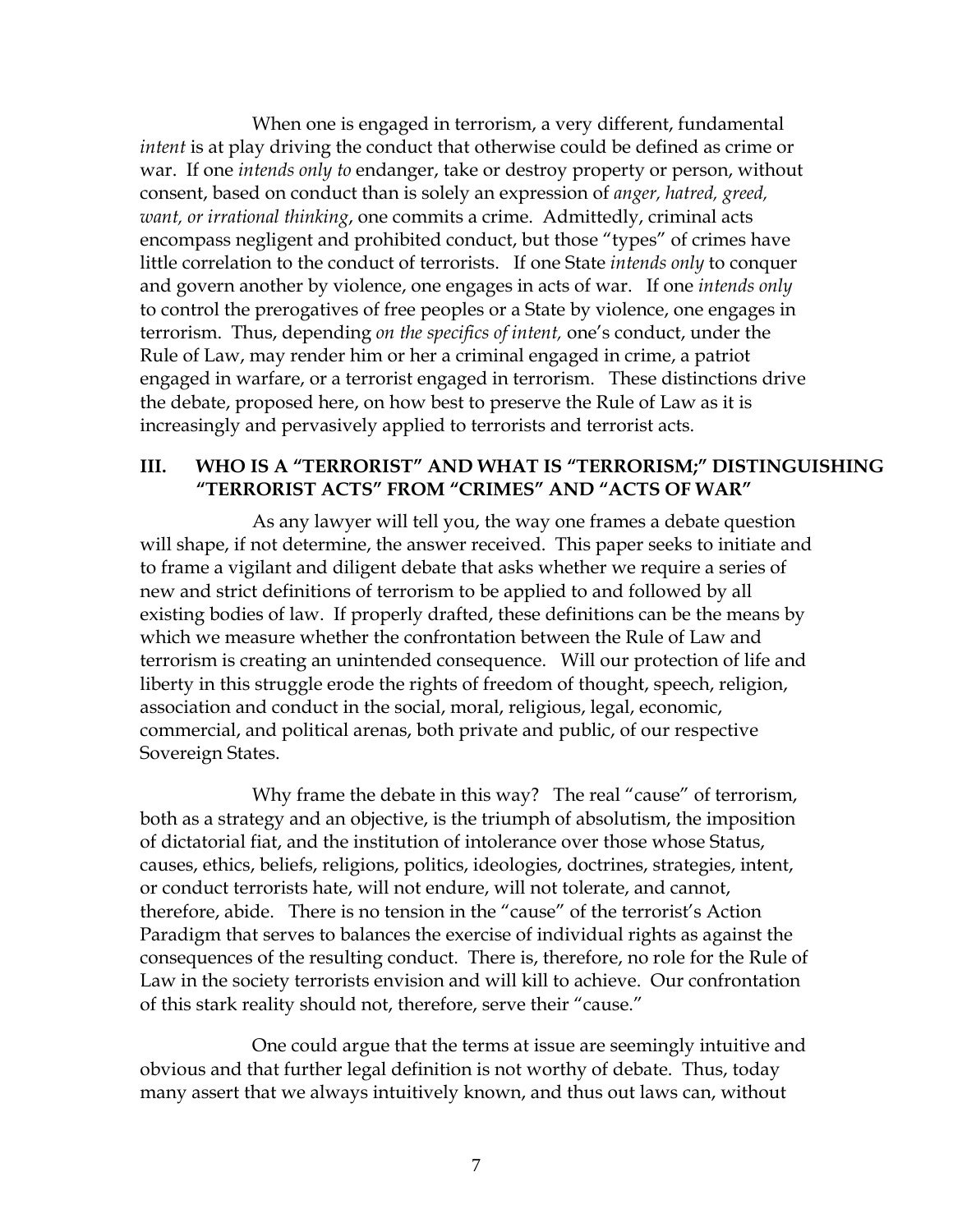When one is engaged in terrorism, a very different, fundamental *intent* is at play driving the conduct that otherwise could be defined as crime or war. If one *intends only to* endanger, take or destroy property or person, without consent, based on conduct than is solely an expression of *anger, hatred, greed, want, or irrational thinking*, one commits a crime. Admittedly, criminal acts encompass negligent and prohibited conduct, but those "types" of crimes have little correlation to the conduct of terrorists. If one State *intends only* to conquer and govern another by violence, one engages in acts of war. If one *intends only* to control the prerogatives of free peoples or a State by violence, one engages in terrorism. Thus, depending *on the specifics of intent,* one's conduct, under the Rule of Law, may render him or her a criminal engaged in crime, a patriot engaged in warfare, or a terrorist engaged in terrorism. These distinctions drive the debate, proposed here, on how best to preserve the Rule of Law as it is increasingly and pervasively applied to terrorists and terrorist acts.

## III. WHO IS A "TERRORIST" AND WHAT IS "TERRORISM;" DISTINGUISHING "TERRORIST ACTS" FROM "CRIMES" AND "ACTS OF WAR"

As any lawyer will tell you, the way one frames a debate question will shape, if not determine, the answer received. This paper seeks to initiate and to frame a vigilant and diligent debate that asks whether we require a series of new and strict definitions of terrorism to be applied to and followed by all existing bodies of law. If properly drafted, these definitions can be the means by which we measure whether the confrontation between the Rule of Law and terrorism is creating an unintended consequence. Will our protection of life and liberty in this struggle erode the rights of freedom of thought, speech, religion, association and conduct in the social, moral, religious, legal, economic, commercial, and political arenas, both private and public, of our respective Sovereign States.

Why frame the debate in this way? The real "cause" of terrorism, both as a strategy and an objective, is the triumph of absolutism, the imposition of dictatorial fiat, and the institution of intolerance over those whose Status, causes, ethics, beliefs, religions, politics, ideologies, doctrines, strategies, intent, or conduct terrorists hate, will not endure, will not tolerate, and cannot, therefore, abide. There is no tension in the "cause" of the terrorist's Action Paradigm that serves to balances the exercise of individual rights as against the consequences of the resulting conduct. There is, therefore, no role for the Rule of Law in the society terrorists envision and will kill to achieve. Our confrontation of this stark reality should not, therefore, serve their "cause."

One could argue that the terms at issue are seemingly intuitive and obvious and that further legal definition is not worthy of debate. Thus, today many assert that we always intuitively known, and thus out laws can, without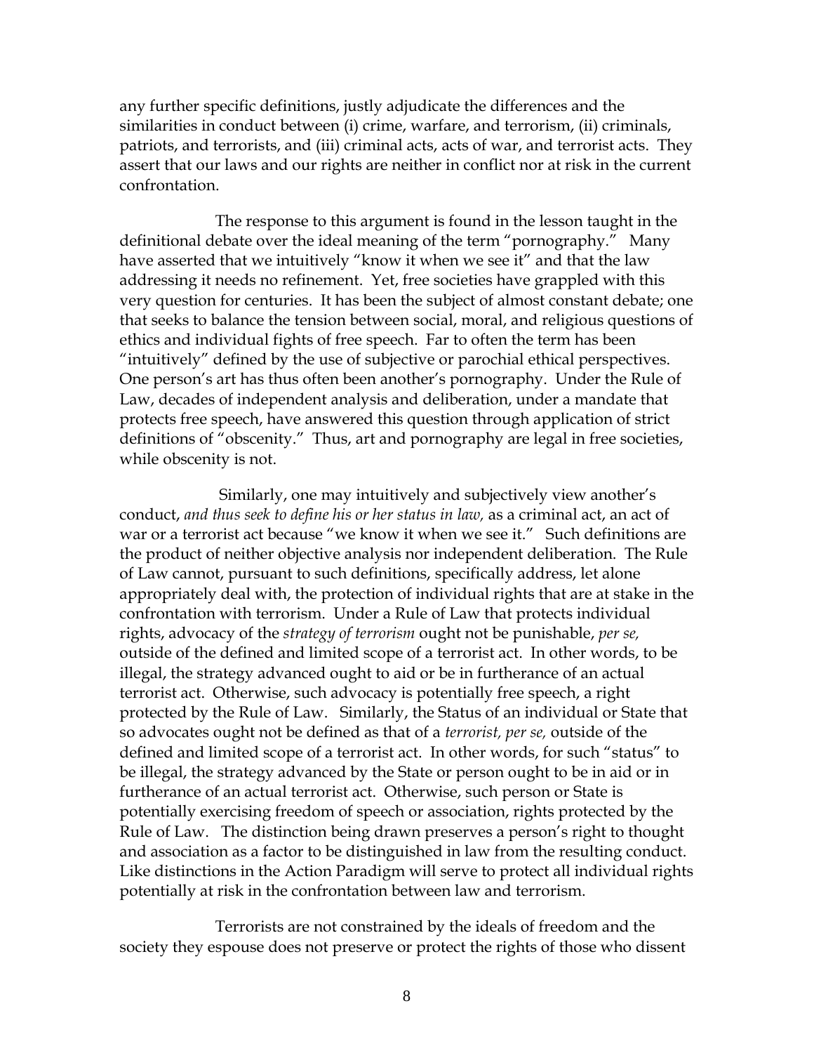any further specific definitions, justly adjudicate the differences and the similarities in conduct between (i) crime, warfare, and terrorism, (ii) criminals, patriots, and terrorists, and (iii) criminal acts, acts of war, and terrorist acts. They assert that our laws and our rights are neither in conflict nor at risk in the current confrontation.

The response to this argument is found in the lesson taught in the definitional debate over the ideal meaning of the term "pornography." Many have asserted that we intuitively "know it when we see it" and that the law addressing it needs no refinement. Yet, free societies have grappled with this very question for centuries. It has been the subject of almost constant debate; one that seeks to balance the tension between social, moral, and religious questions of ethics and individual fights of free speech. Far to often the term has been "intuitively" defined by the use of subjective or parochial ethical perspectives. One person's art has thus often been another's pornography. Under the Rule of Law, decades of independent analysis and deliberation, under a mandate that protects free speech, have answered this question through application of strict definitions of "obscenity." Thus, art and pornography are legal in free societies, while obscenity is not.

Similarly, one may intuitively and subjectively view another's conduct, *and thus seek to define his or her status in law,* as a criminal act, an act of war or a terrorist act because "we know it when we see it." Such definitions are the product of neither objective analysis nor independent deliberation. The Rule of Law cannot, pursuant to such definitions, specifically address, let alone appropriately deal with, the protection of individual rights that are at stake in the confrontation with terrorism. Under a Rule of Law that protects individual rights, advocacy of the *strategy of terrorism* ought not be punishable, *per se,* outside of the defined and limited scope of a terrorist act. In other words, to be illegal, the strategy advanced ought to aid or be in furtherance of an actual terrorist act. Otherwise, such advocacy is potentially free speech, a right protected by the Rule of Law. Similarly, the Status of an individual or State that so advocates ought not be defined as that of a *terrorist, per se,* outside of the defined and limited scope of a terrorist act. In other words, for such "status" to be illegal, the strategy advanced by the State or person ought to be in aid or in furtherance of an actual terrorist act. Otherwise, such person or State is potentially exercising freedom of speech or association, rights protected by the Rule of Law. The distinction being drawn preserves a person's right to thought and association as a factor to be distinguished in law from the resulting conduct. Like distinctions in the Action Paradigm will serve to protect all individual rights potentially at risk in the confrontation between law and terrorism.

Terrorists are not constrained by the ideals of freedom and the society they espouse does not preserve or protect the rights of those who dissent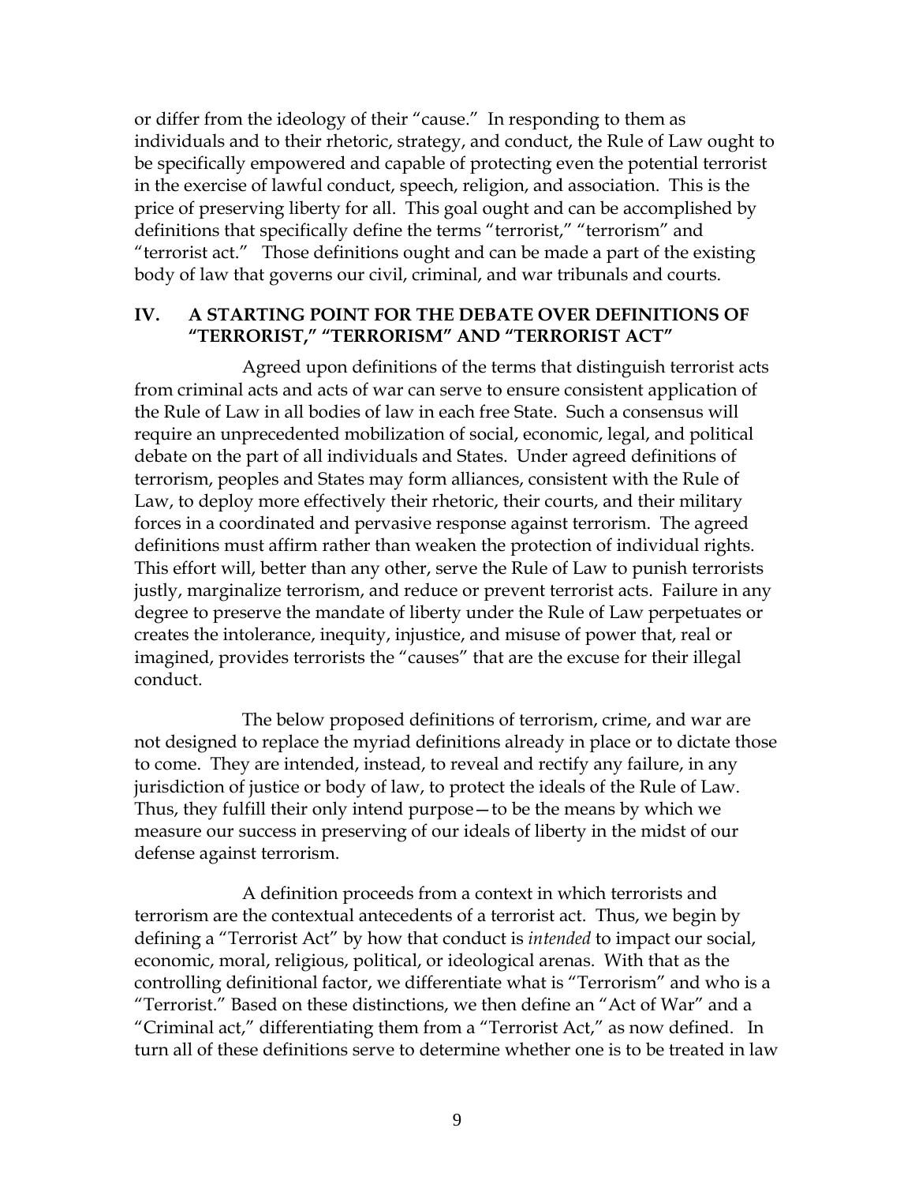or differ from the ideology of their "cause." In responding to them as individuals and to their rhetoric, strategy, and conduct, the Rule of Law ought to be specifically empowered and capable of protecting even the potential terrorist in the exercise of lawful conduct, speech, religion, and association. This is the price of preserving liberty for all. This goal ought and can be accomplished by definitions that specifically define the terms "terrorist," "terrorism" and "terrorist act." Those definitions ought and can be made a part of the existing body of law that governs our civil, criminal, and war tribunals and courts.

## IV. A STARTING POINT FOR THE DEBATE OVER DEFINITIONS OF "TERRORIST," "TERRORISM" AND "TERRORIST ACT"

Agreed upon definitions of the terms that distinguish terrorist acts from criminal acts and acts of war can serve to ensure consistent application of the Rule of Law in all bodies of law in each free State. Such a consensus will require an unprecedented mobilization of social, economic, legal, and political debate on the part of all individuals and States. Under agreed definitions of terrorism, peoples and States may form alliances, consistent with the Rule of Law, to deploy more effectively their rhetoric, their courts, and their military forces in a coordinated and pervasive response against terrorism. The agreed definitions must affirm rather than weaken the protection of individual rights. This effort will, better than any other, serve the Rule of Law to punish terrorists justly, marginalize terrorism, and reduce or prevent terrorist acts. Failure in any degree to preserve the mandate of liberty under the Rule of Law perpetuates or creates the intolerance, inequity, injustice, and misuse of power that, real or imagined, provides terrorists the "causes" that are the excuse for their illegal conduct.

The below proposed definitions of terrorism, crime, and war are not designed to replace the myriad definitions already in place or to dictate those to come. They are intended, instead, to reveal and rectify any failure, in any jurisdiction of justice or body of law, to protect the ideals of the Rule of Law. Thus, they fulfill their only intend purpose—to be the means by which we measure our success in preserving of our ideals of liberty in the midst of our defense against terrorism.

A definition proceeds from a context in which terrorists and terrorism are the contextual antecedents of a terrorist act. Thus, we begin by defining a "Terrorist Act" by how that conduct is *intended* to impact our social, economic, moral, religious, political, or ideological arenas. With that as the controlling definitional factor, we differentiate what is "Terrorism" and who is a "Terrorist." Based on these distinctions, we then define an "Act of War" and a "Criminal act," differentiating them from a "Terrorist Act," as now defined. In turn all of these definitions serve to determine whether one is to be treated in law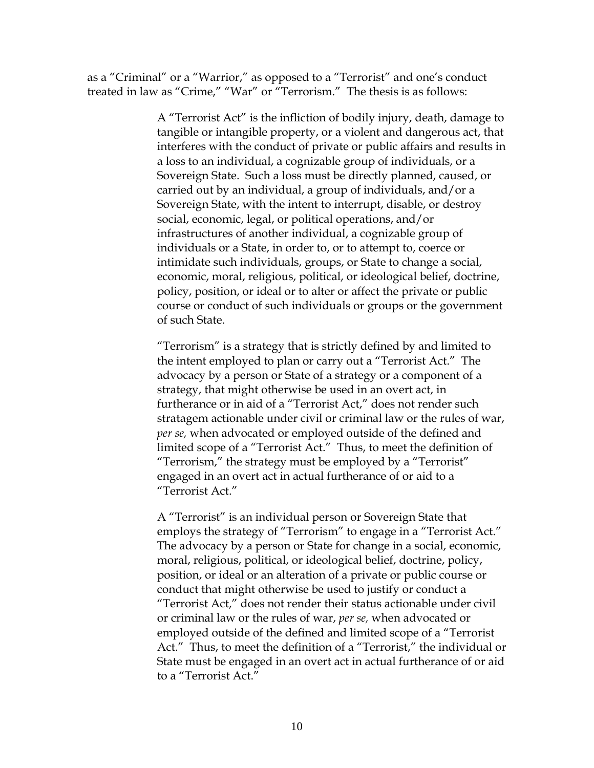as a "Criminal" or a "Warrior," as opposed to a "Terrorist" and one's conduct treated in law as "Crime," "War" or "Terrorism." The thesis is as follows:

> A "Terrorist Act" is the infliction of bodily injury, death, damage to tangible or intangible property, or a violent and dangerous act, that interferes with the conduct of private or public affairs and results in a loss to an individual, a cognizable group of individuals, or a Sovereign State. Such a loss must be directly planned, caused, or carried out by an individual, a group of individuals, and/or a Sovereign State, with the intent to interrupt, disable, or destroy social, economic, legal, or political operations, and/or infrastructures of another individual, a cognizable group of individuals or a State, in order to, or to attempt to, coerce or intimidate such individuals, groups, or State to change a social, economic, moral, religious, political, or ideological belief, doctrine, policy, position, or ideal or to alter or affect the private or public course or conduct of such individuals or groups or the government of such State.
>
> "Terrorism" is a strategy that is strictly defined by and limited to the intent employed to plan or carry out a "Terrorist Act." The advocacy by a person or State of a strategy or a component of a strategy, that might otherwise be used in an overt act, in furtherance or in aid of a "Terrorist Act," does not render such stratagem actionable under civil or criminal law or the rules of war, *per se,* when advocated or employed outside of the defined and limited scope of a "Terrorist Act." Thus, to meet the definition of "Terrorism," the strategy must be employed by a "Terrorist" engaged in an overt act in actual furtherance of or aid to a "Terrorist Act."
>
> A "Terrorist" is an individual person or Sovereign State that employs the strategy of "Terrorism" to engage in a "Terrorist Act." The advocacy by a person or State for change in a social, economic, moral, religious, political, or ideological belief, doctrine, policy, position, or ideal or an alteration of a private or public course or conduct that might otherwise be used to justify or conduct a "Terrorist Act," does not render their status actionable under civil or criminal law or the rules of war, *per se,* when advocated or employed outside of the defined and limited scope of a "Terrorist Act." Thus, to meet the definition of a "Terrorist," the individual or State must be engaged in an overt act in actual furtherance of or aid to a "Terrorist Act."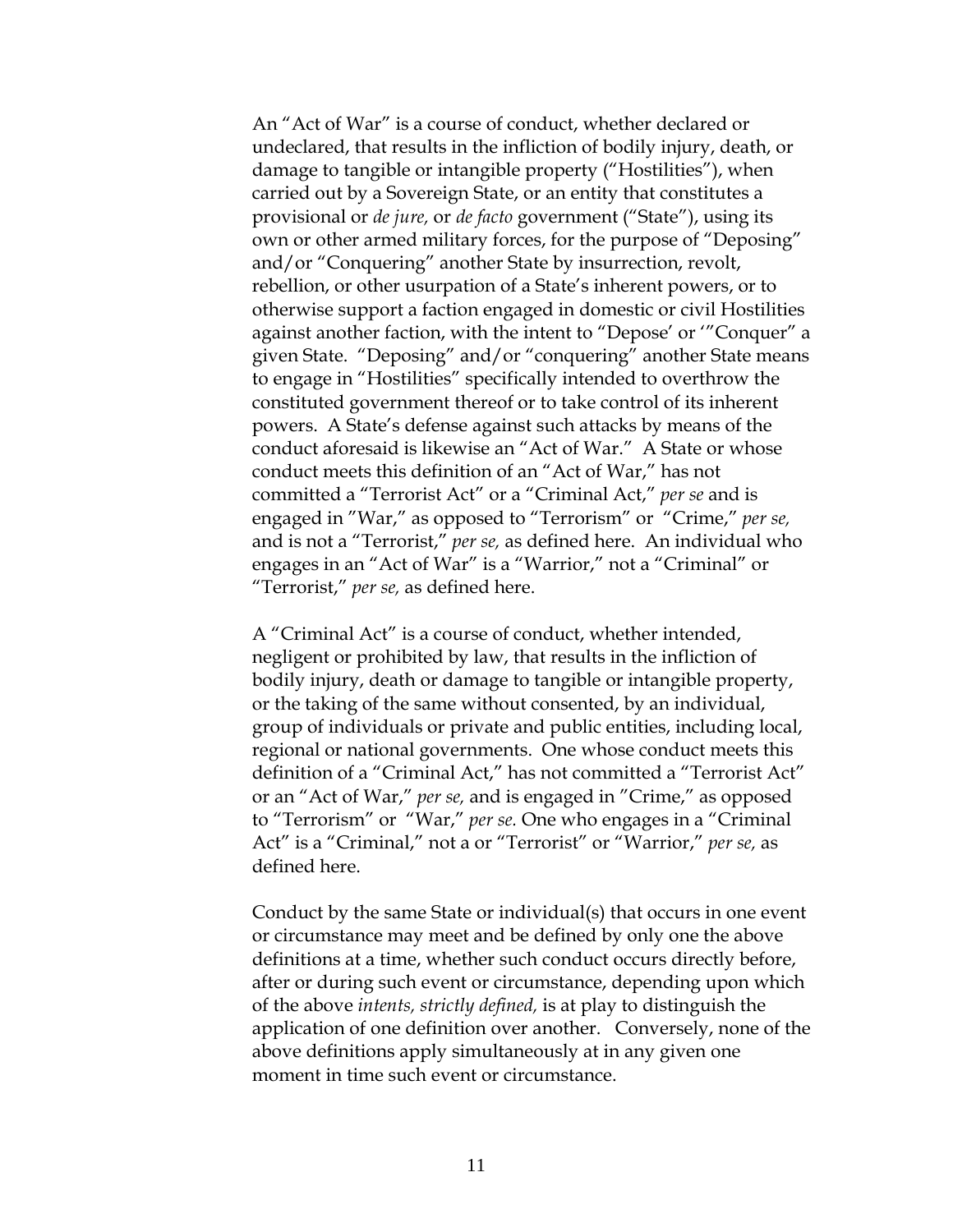An "Act of War" is a course of conduct, whether declared or undeclared, that results in the infliction of bodily injury, death, or damage to tangible or intangible property ("Hostilities"), when carried out by a Sovereign State, or an entity that constitutes a provisional or *de jure,* or *de facto* government ("State"), using its own or other armed military forces, for the purpose of "Deposing" and/or "Conquering" another State by insurrection, revolt, rebellion, or other usurpation of a State's inherent powers, or to otherwise support a faction engaged in domestic or civil Hostilities against another faction, with the intent to "Depose' or '"Conquer" a given State. "Deposing" and/or "conquering" another State means to engage in "Hostilities" specifically intended to overthrow the constituted government thereof or to take control of its inherent powers. A State's defense against such attacks by means of the conduct aforesaid is likewise an "Act of War." A State or whose conduct meets this definition of an "Act of War," has not committed a "Terrorist Act" or a "Criminal Act," *per se* and is engaged in "War," as opposed to "Terrorism" or "Crime," *per se,* and is not a "Terrorist," *per se,* as defined here. An individual who engages in an "Act of War" is a "Warrior," not a "Criminal" or "Terrorist," *per se,* as defined here.

A "Criminal Act" is a course of conduct, whether intended, negligent or prohibited by law, that results in the infliction of bodily injury, death or damage to tangible or intangible property, or the taking of the same without consented, by an individual, group of individuals or private and public entities, including local, regional or national governments. One whose conduct meets this definition of a "Criminal Act," has not committed a "Terrorist Act" or an "Act of War," *per se,* and is engaged in "Crime," as opposed to "Terrorism" or "War," *per se.* One who engages in a "Criminal Act" is a "Criminal," not a or "Terrorist" or "Warrior," *per se,* as defined here.

Conduct by the same State or individual(s) that occurs in one event or circumstance may meet and be defined by only one the above definitions at a time, whether such conduct occurs directly before, after or during such event or circumstance, depending upon which of the above *intents, strictly defined,* is at play to distinguish the application of one definition over another. Conversely, none of the above definitions apply simultaneously at in any given one moment in time such event or circumstance.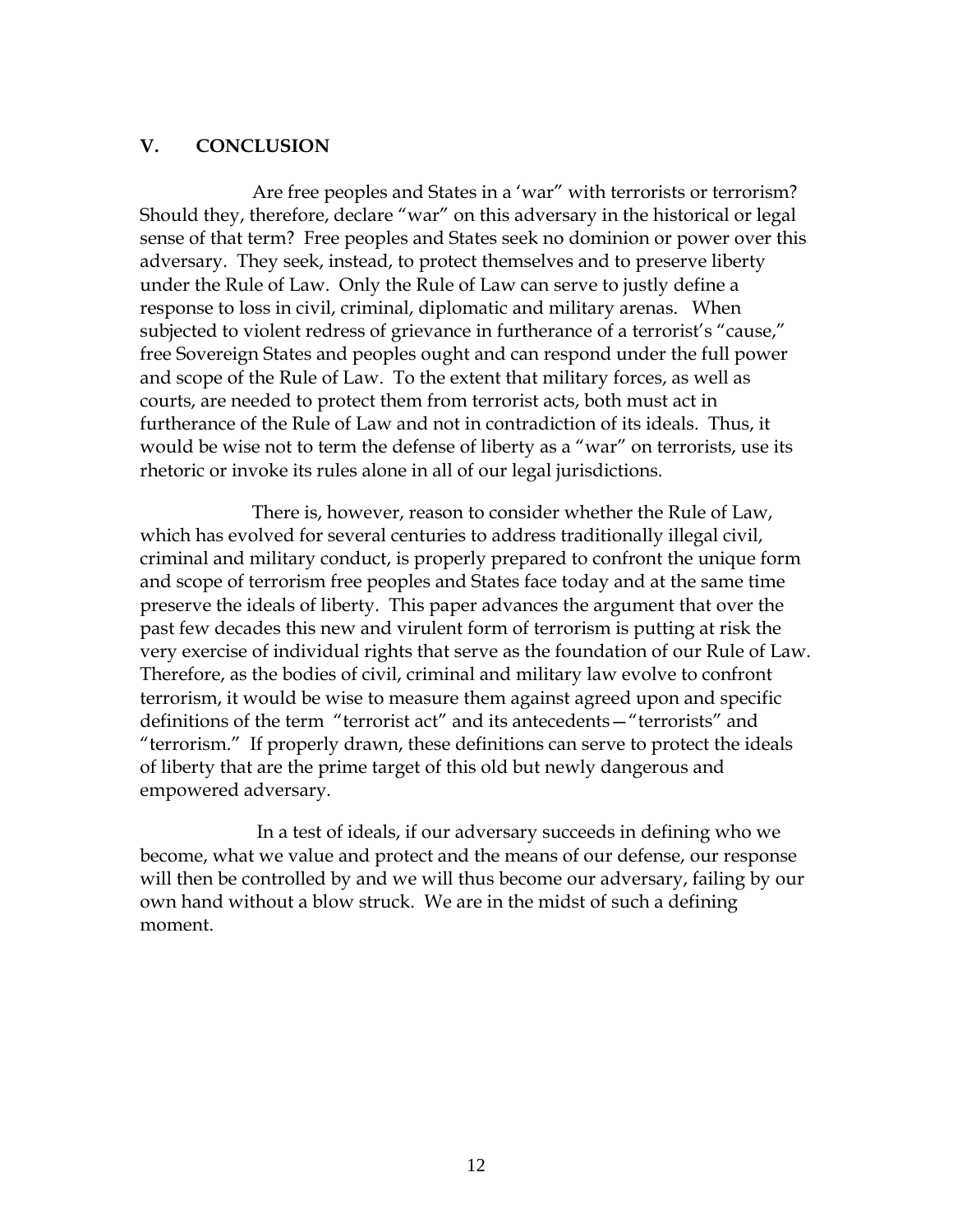## V. CONCLUSION

Are free peoples and States in a 'war" with terrorists or terrorism? Should they, therefore, declare "war" on this adversary in the historical or legal sense of that term? Free peoples and States seek no dominion or power over this adversary. They seek, instead, to protect themselves and to preserve liberty under the Rule of Law. Only the Rule of Law can serve to justly define a response to loss in civil, criminal, diplomatic and military arenas. When subjected to violent redress of grievance in furtherance of a terrorist's "cause," free Sovereign States and peoples ought and can respond under the full power and scope of the Rule of Law. To the extent that military forces, as well as courts, are needed to protect them from terrorist acts, both must act in furtherance of the Rule of Law and not in contradiction of its ideals. Thus, it would be wise not to term the defense of liberty as a "war" on terrorists, use its rhetoric or invoke its rules alone in all of our legal jurisdictions.

There is, however, reason to consider whether the Rule of Law, which has evolved for several centuries to address traditionally illegal civil, criminal and military conduct, is properly prepared to confront the unique form and scope of terrorism free peoples and States face today and at the same time preserve the ideals of liberty. This paper advances the argument that over the past few decades this new and virulent form of terrorism is putting at risk the very exercise of individual rights that serve as the foundation of our Rule of Law. Therefore, as the bodies of civil, criminal and military law evolve to confront terrorism, it would be wise to measure them against agreed upon and specific definitions of the term "terrorist act" and its antecedents—"terrorists" and "terrorism." If properly drawn, these definitions can serve to protect the ideals of liberty that are the prime target of this old but newly dangerous and empowered adversary.

In a test of ideals, if our adversary succeeds in defining who we become, what we value and protect and the means of our defense, our response will then be controlled by and we will thus become our adversary, failing by our own hand without a blow struck. We are in the midst of such a defining moment.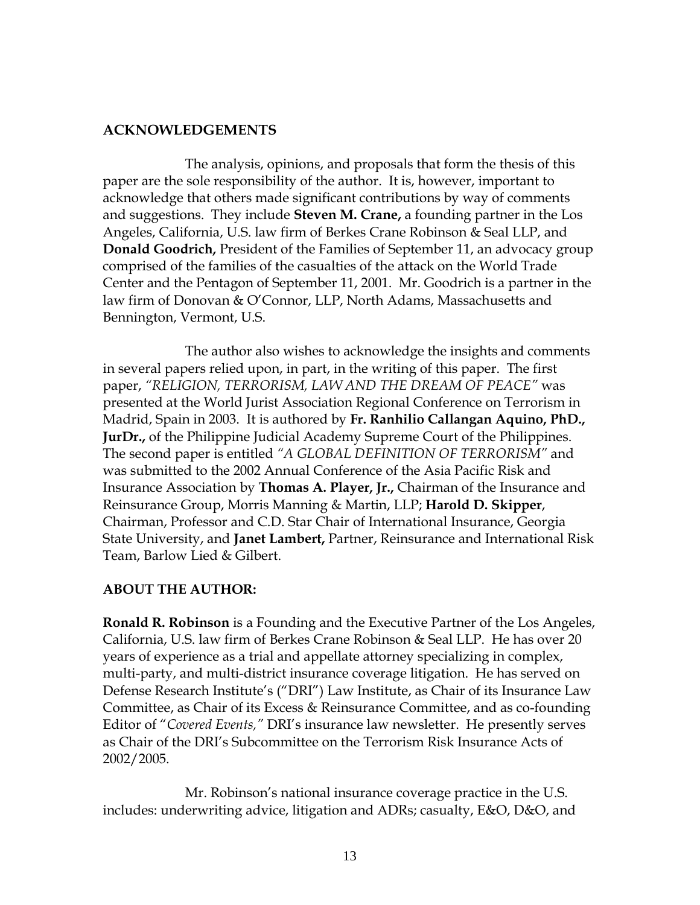## ACKNOWLEDGEMENTS

The analysis, opinions, and proposals that form the thesis of this paper are the sole responsibility of the author. It is, however, important to acknowledge that others made significant contributions by way of comments and suggestions. They include **Steven M. Crane,** a founding partner in the Los Angeles, California, U.S. law firm of Berkes Crane Robinson & Seal LLP, and **Donald Goodrich,** President of the Families of September 11, an advocacy group comprised of the families of the casualties of the attack on the World Trade Center and the Pentagon of September 11, 2001. Mr. Goodrich is a partner in the law firm of Donovan & O'Connor, LLP, North Adams, Massachusetts and Bennington, Vermont, U.S.

The author also wishes to acknowledge the insights and comments in several papers relied upon, in part, in the writing of this paper. The first paper, *"RELIGION, TERRORISM, LAW AND THE DREAM OF PEACE"* was presented at the World Jurist Association Regional Conference on Terrorism in Madrid, Spain in 2003. It is authored by **Fr. Ranhilio Callangan Aquino, PhD., JurDr.,** of the Philippine Judicial Academy Supreme Court of the Philippines. The second paper is entitled *"A GLOBAL DEFINITION OF TERRORISM"* and was submitted to the 2002 Annual Conference of the Asia Pacific Risk and Insurance Association by **Thomas A. Player, Jr.,** Chairman of the Insurance and Reinsurance Group, Morris Manning & Martin, LLP; **Harold D. Skipper**, Chairman, Professor and C.D. Star Chair of International Insurance, Georgia State University, and **Janet Lambert,** Partner, Reinsurance and International Risk Team, Barlow Lied & Gilbert.

## ABOUT THE AUTHOR:

**Ronald R. Robinson** is a Founding and the Executive Partner of the Los Angeles, California, U.S. law firm of Berkes Crane Robinson & Seal LLP. He has over 20 years of experience as a trial and appellate attorney specializing in complex, multi-party, and multi-district insurance coverage litigation. He has served on Defense Research Institute's ("DRI") Law Institute, as Chair of its Insurance Law Committee, as Chair of its Excess & Reinsurance Committee, and as co-founding Editor of "*Covered Events,"* DRI's insurance law newsletter. He presently serves as Chair of the DRI's Subcommittee on the Terrorism Risk Insurance Acts of 2002/2005.

Mr. Robinson's national insurance coverage practice in the U.S. includes: underwriting advice, litigation and ADRs; casualty, E&O, D&O, and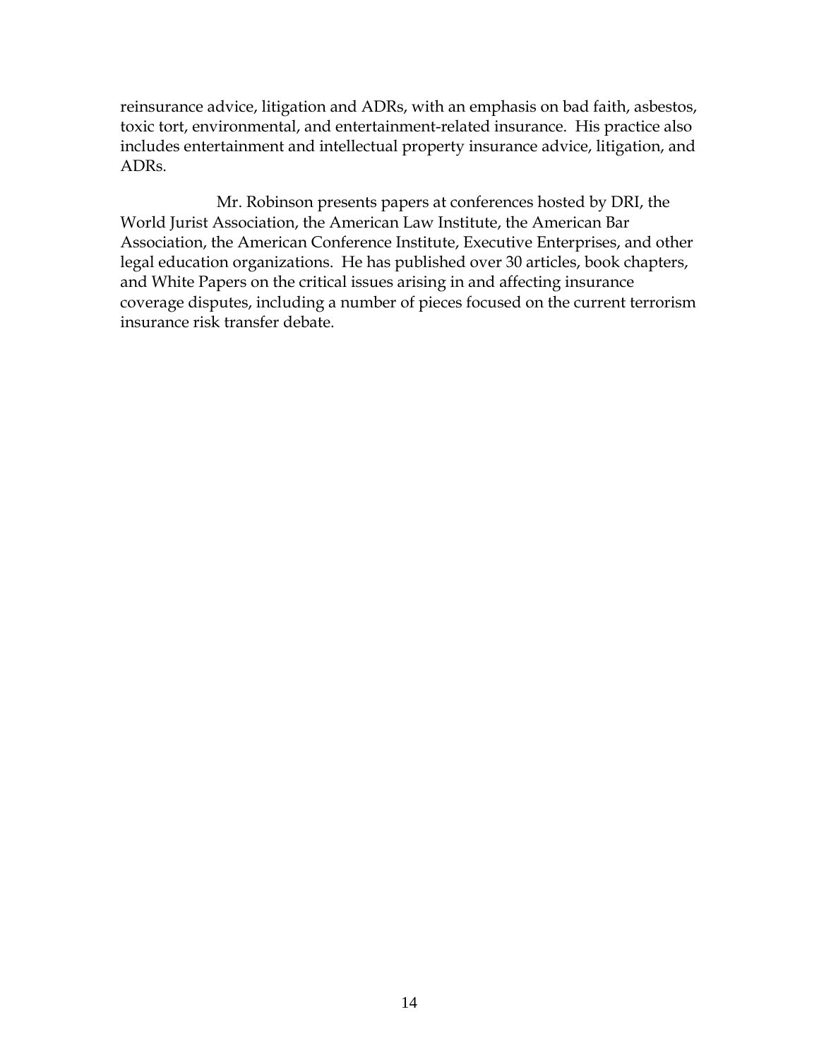reinsurance advice, litigation and ADRs, with an emphasis on bad faith, asbestos, toxic tort, environmental, and entertainment-related insurance. His practice also includes entertainment and intellectual property insurance advice, litigation, and ADRs.

Mr. Robinson presents papers at conferences hosted by DRI, the World Jurist Association, the American Law Institute, the American Bar Association, the American Conference Institute, Executive Enterprises, and other legal education organizations. He has published over 30 articles, book chapters, and White Papers on the critical issues arising in and affecting insurance coverage disputes, including a number of pieces focused on the current terrorism insurance risk transfer debate.